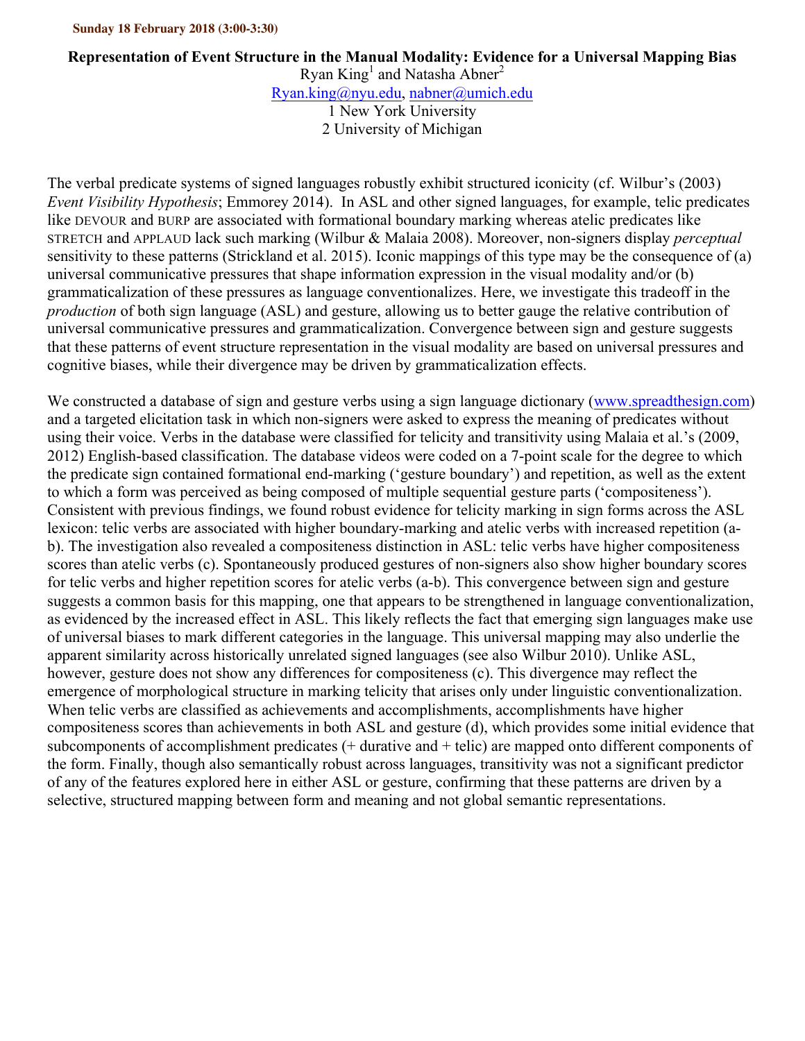**Sunday 18 February 2018 (3:00-3:30)**

# Representation of Event Structure in the Manual Modality: Evidence for a Universal Mapping Bias

Ryan King[1] and Natasha Abner[2]

Ryan.king@nyu.edu, nabner@umich.edu

1 New York University

2 University of Michigan

The verbal predicate systems of signed languages robustly exhibit structured iconicity (cf. Wilbur's (2003) *Event Visibility Hypothesis*; Emmorey 2014). In ASL and other signed languages, for example, telic predicates like DEVOUR and BURP are associated with formational boundary marking whereas atelic predicates like STRETCH and APPLAUD lack such marking (Wilbur & Malaia 2008). Moreover, non-signers display *perceptual* sensitivity to these patterns (Strickland et al. 2015). Iconic mappings of this type may be the consequence of (a) universal communicative pressures that shape information expression in the visual modality and/or (b) grammaticalization of these pressures as language conventionalizes. Here, we investigate this tradeoff in the *production* of both sign language (ASL) and gesture, allowing us to better gauge the relative contribution of universal communicative pressures and grammaticalization. Convergence between sign and gesture suggests that these patterns of event structure representation in the visual modality are based on universal pressures and cognitive biases, while their divergence may be driven by grammaticalization effects.

We constructed a database of sign and gesture verbs using a sign language dictionary (www.spreadthesign.com) and a targeted elicitation task in which non-signers were asked to express the meaning of predicates without using their voice. Verbs in the database were classified for telicity and transitivity using Malaia et al.'s (2009, 2012) English-based classification. The database videos were coded on a 7-point scale for the degree to which the predicate sign contained formational end-marking ('gesture boundary') and repetition, as well as the extent to which a form was perceived as being composed of multiple sequential gesture parts ('compositeness'). Consistent with previous findings, we found robust evidence for telicity marking in sign forms across the ASL lexicon: telic verbs are associated with higher boundary-marking and atelic verbs with increased repetition (a-b). The investigation also revealed a compositeness distinction in ASL: telic verbs have higher compositeness scores than atelic verbs (c). Spontaneously produced gestures of non-signers also show higher boundary scores for telic verbs and higher repetition scores for atelic verbs (a-b). This convergence between sign and gesture suggests a common basis for this mapping, one that appears to be strengthened in language conventionalization, as evidenced by the increased effect in ASL. This likely reflects the fact that emerging sign languages make use of universal biases to mark different categories in the language. This universal mapping may also underlie the apparent similarity across historically unrelated signed languages (see also Wilbur 2010). Unlike ASL, however, gesture does not show any differences for compositeness (c). This divergence may reflect the emergence of morphological structure in marking telicity that arises only under linguistic conventionalization. When telic verbs are classified as achievements and accomplishments, accomplishments have higher compositeness scores than achievements in both ASL and gesture (d), which provides some initial evidence that subcomponents of accomplishment predicates (+ durative and + telic) are mapped onto different components of the form. Finally, though also semantically robust across languages, transitivity was not a significant predictor of any of the features explored here in either ASL or gesture, confirming that these patterns are driven by a selective, structured mapping between form and meaning and not global semantic representations.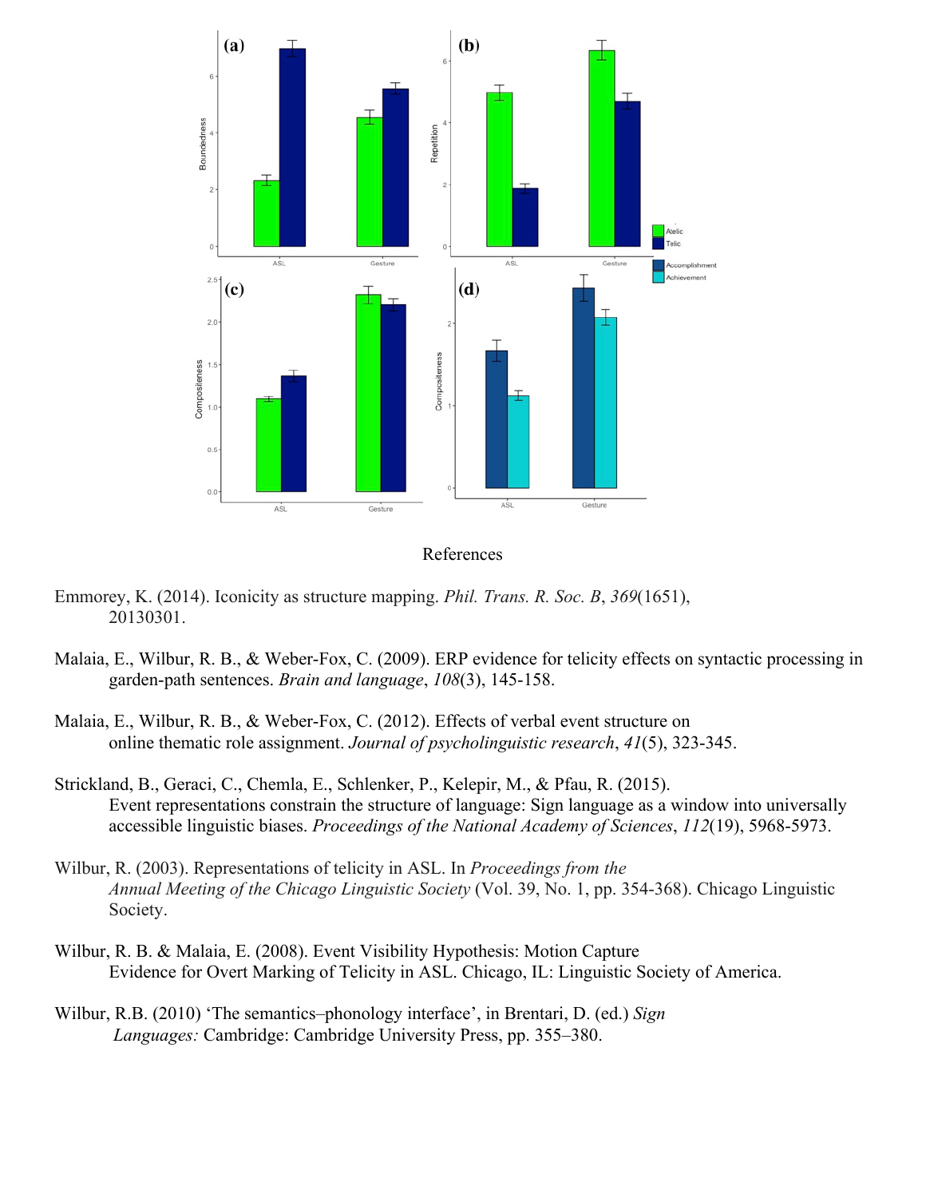(a)

Boundedness

0
2
4
6

ASL
Gesture

(b)

Repetition

0
2
4
6

ASL
Gesture

Atelic
Telic

Accomplishment
Achievement

(c)

Compositeness

0.0
0.5
1.0
1.5
2.0
2.5

ASL
Gesture

(d)

Compositeness

0
1
2

ASL
Gesture

## References

Emmorey, K. (2014). Iconicity as structure mapping. *Phil. Trans. R. Soc. B*, *369*(1651), 20130301.

Malaia, E., Wilbur, R. B., & Weber-Fox, C. (2009). ERP evidence for telicity effects on syntactic processing in garden-path sentences. *Brain and language*, *108*(3), 145-158.

Malaia, E., Wilbur, R. B., & Weber-Fox, C. (2012). Effects of verbal event structure on online thematic role assignment. *Journal of psycholinguistic research*, *41*(5), 323-345.

Strickland, B., Geraci, C., Chemla, E., Schlenker, P., Kelepir, M., & Pfau, R. (2015). Event representations constrain the structure of language: Sign language as a window into universally accessible linguistic biases. *Proceedings of the National Academy of Sciences*, *112*(19), 5968-5973.

Wilbur, R. (2003). Representations of telicity in ASL. In *Proceedings from the Annual Meeting of the Chicago Linguistic Society* (Vol. 39, No. 1, pp. 354-368). Chicago Linguistic Society.

Wilbur, R. B. & Malaia, E. (2008). Event Visibility Hypothesis: Motion Capture Evidence for Overt Marking of Telicity in ASL. Chicago, IL: Linguistic Society of America.

Wilbur, R.B. (2010) 'The semantics–phonology interface', in Brentari, D. (ed.) *Sign Languages:* Cambridge: Cambridge University Press, pp. 355–380.